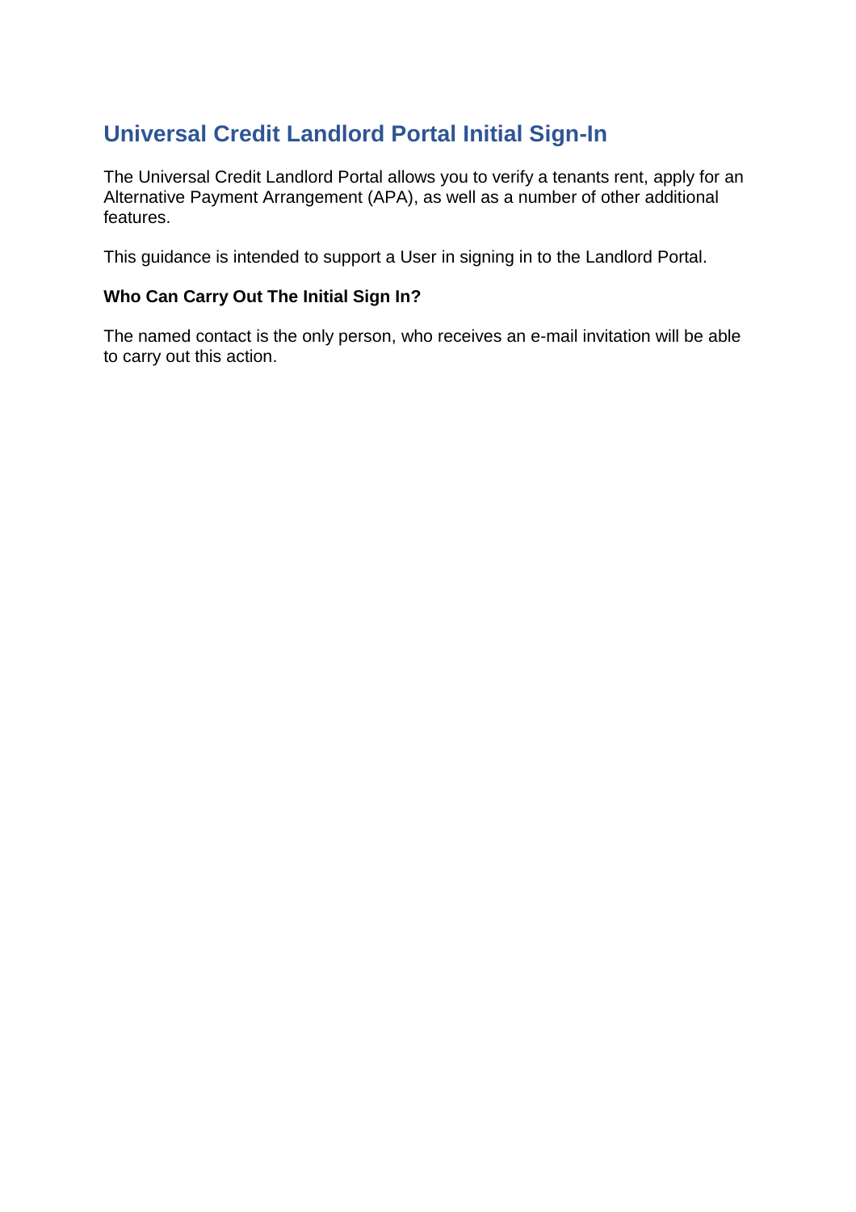# Universal Credit Landlord Portal Initial Sign-In

The Universal Credit Landlord Portal allows you to verify a tenants rent, apply for an Alternative Payment Arrangement (APA), as well as a number of other additional features.

This guidance is intended to support a User in signing in to the Landlord Portal.

**Who Can Carry Out The Initial Sign In?**

The named contact is the only person, who receives an e-mail invitation will be able to carry out this action.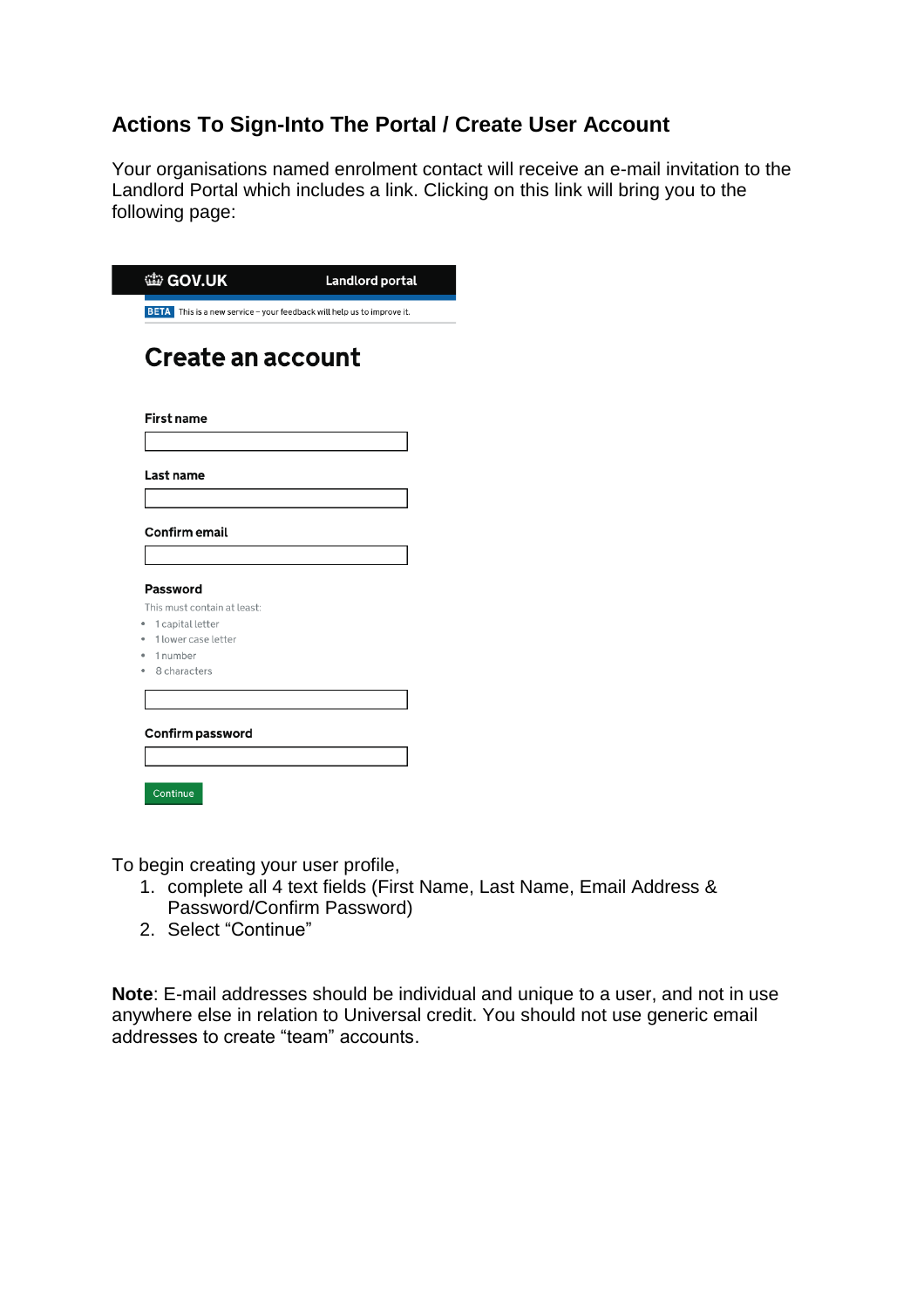## Actions To Sign-Into The Portal / Create User Account

Your organisations named enrolment contact will receive an e-mail invitation to the Landlord Portal which includes a link. Clicking on this link will bring you to the following page:

GOV.UK Landlord portal

BETA This is a new service – your feedback will help us to improve it.

# Create an account

**First name**

**Last name**

**Confirm email**

**Password**

This must contain at least:

- 1 capital letter
- 1 lower case letter
- 1 number
- 8 characters

**Confirm password**

Continue

To begin creating your user profile,

1. complete all 4 text fields (First Name, Last Name, Email Address & Password/Confirm Password)
2. Select "Continue"

**Note**: E-mail addresses should be individual and unique to a user, and not in use anywhere else in relation to Universal credit. You should not use generic email addresses to create "team" accounts.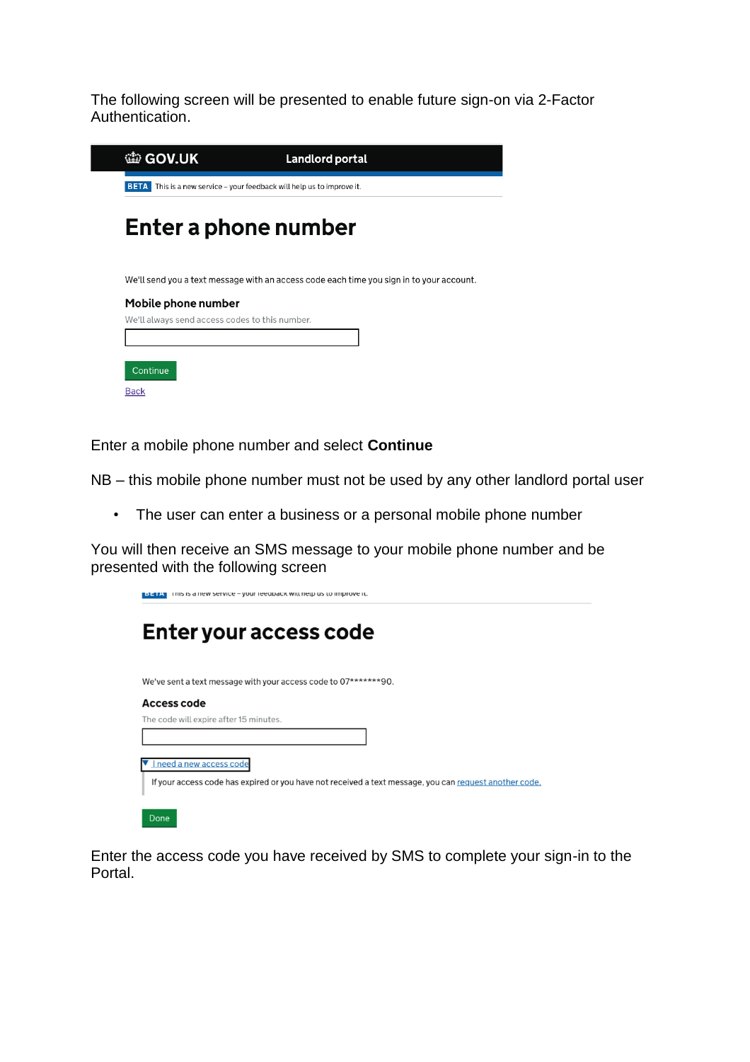The following screen will be presented to enable future sign-on via 2-Factor Authentication.

GOV.UK Landlord portal

BETA This is a new service – your feedback will help us to improve it.

# Enter a phone number

We'll send you a text message with an access code each time you sign in to your account.

**Mobile phone number**

We'll always send access codes to this number.

Continue

Back

Enter a mobile phone number and select **Continue**

NB – this mobile phone number must not be used by any other landlord portal user

- The user can enter a business or a personal mobile phone number

You will then receive an SMS message to your mobile phone number and be presented with the following screen

BETA This is a new service – your feedback will help us to improve it.

# Enter your access code

We've sent a text message with your access code to 07*******90.

**Access code**

The code will expire after 15 minutes.

▼ I need a new access code

If your access code has expired or you have not received a text message, you can request another code.

Done

Enter the access code you have received by SMS to complete your sign-in to the Portal.